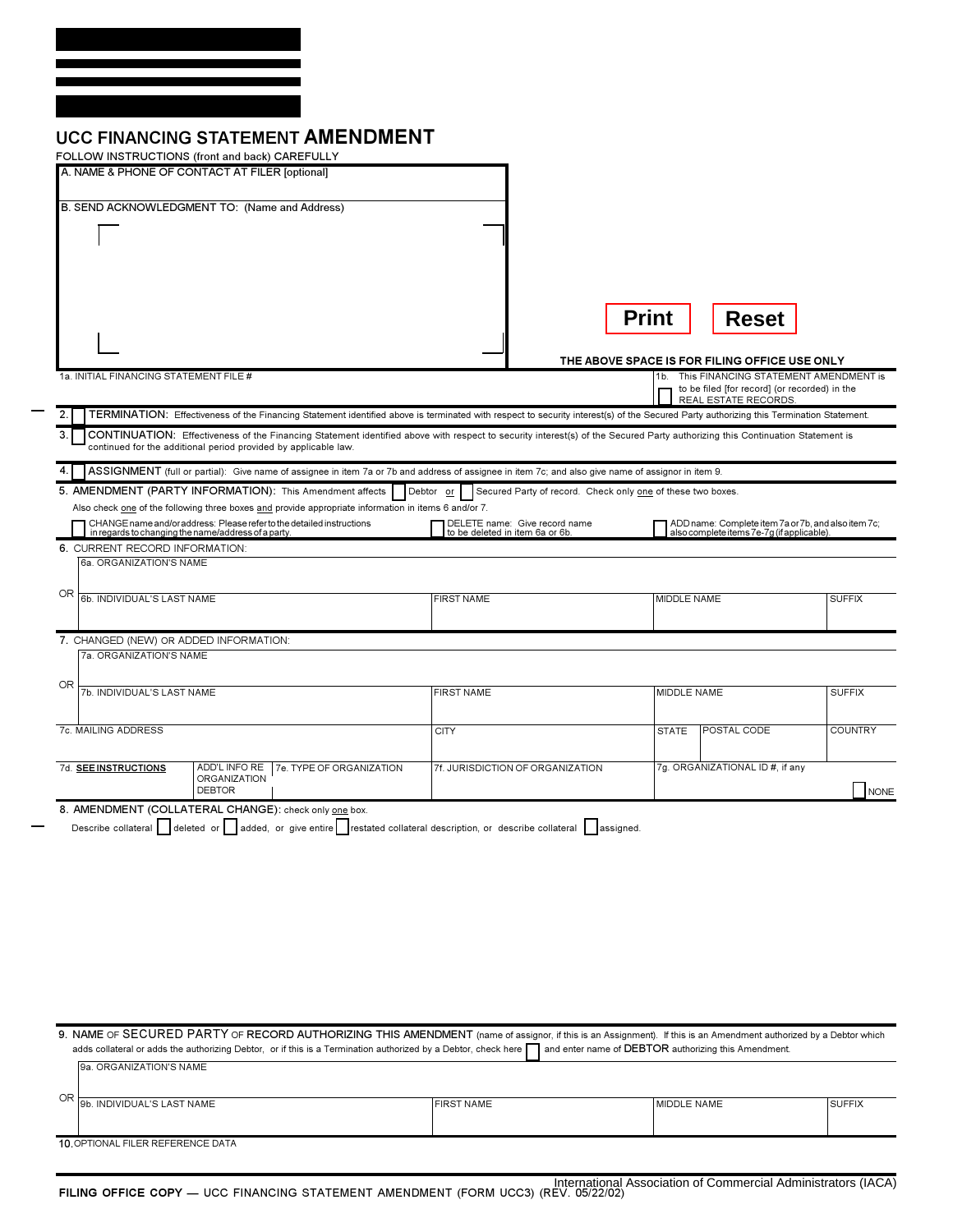# UCC FINANCING STATEMENT **AMENDMENT**

FOLLOW INSTRUCTIONS (front and back) CAREFULLY

A. NAME & PHONE OF CONTACT AT FILER [optional]

B. SEND ACKNOWLEDGMENT TO: (Name and Address)

Print | Reset

THE ABOVE SPACE IS FOR FILING OFFICE USE ONLY

1a. INITIAL FINANCING STATEMENT FILE #

1b. ☐ This FINANCING STATEMENT AMENDMENT is to be filed [for record] (or recorded) in the REAL ESTATE RECORDS.

2. ☐ **TERMINATION:** Effectiveness of the Financing Statement identified above is terminated with respect to security interest(s) of the Secured Party authorizing this Termination Statement.

3. ☐ **CONTINUATION:** Effectiveness of the Financing Statement identified above with respect to security interest(s) of the Secured Party authorizing this Continuation Statement is continued for the additional period provided by applicable law.

4. ☐ **ASSIGNMENT** (full or partial): Give name of assignee in item 7a or 7b and address of assignee in item 7c; and also give name of assignor in item 9.

5. **AMENDMENT (PARTY INFORMATION):** This Amendment affects ☐ Debtor or ☐ Secured Party of record. Check only one of these two boxes.

Also check one of the following three boxes and provide appropriate information in items 6 and/or 7.

☐ CHANGE name and/or address: Please refer to the detailed instructions in regards to changing the name/address of a party.
☐ DELETE name: Give record name to be deleted in item 6a or 6b.
☐ ADD name: Complete item 7a or 7b, and also item 7c; also complete items 7e-7g (if applicable).

6. CURRENT RECORD INFORMATION:

| 6a. ORGANIZATION'S NAME | | | |
|---|---|---|---|
| OR 6b. INDIVIDUAL'S LAST NAME | FIRST NAME | MIDDLE NAME | SUFFIX |

7. CHANGED (NEW) OR ADDED INFORMATION:

| 7a. ORGANIZATION'S NAME | | | | | |
|---|---|---|---|---|---|
| OR 7b. INDIVIDUAL'S LAST NAME | | FIRST NAME | MIDDLE NAME | | SUFFIX |
| 7c. MAILING ADDRESS | | CITY | STATE | POSTAL CODE | COUNTRY |
| 7d. **SEE INSTRUCTIONS** | ADD'L INFO RE ORGANIZATION DEBTOR / 7e. TYPE OF ORGANIZATION | 7f. JURISDICTION OF ORGANIZATION | 7g. ORGANIZATIONAL ID #, if any | | ☐ NONE |

8. **AMENDMENT (COLLATERAL CHANGE):** check only one box.

Describe collateral ☐ deleted or ☐ added, or give entire ☐ restated collateral description, or describe collateral ☐ assigned.

9. NAME OF SECURED PARTY OF RECORD AUTHORIZING THIS AMENDMENT (name of assignor, if this is an Assignment). If this is an Amendment authorized by a Debtor which adds collateral or adds the authorizing Debtor, or if this is a Termination authorized by a Debtor, check here ☐ and enter name of DEBTOR authorizing this Amendment.

| 9a. ORGANIZATION'S NAME | | | |
|---|---|---|---|
| OR 9b. INDIVIDUAL'S LAST NAME | FIRST NAME | MIDDLE NAME | SUFFIX |

10. OPTIONAL FILER REFERENCE DATA

**FILING OFFICE COPY** — UCC FINANCING STATEMENT AMENDMENT (FORM UCC3) (REV. 05/22/02)

International Association of Commercial Administrators (IACA)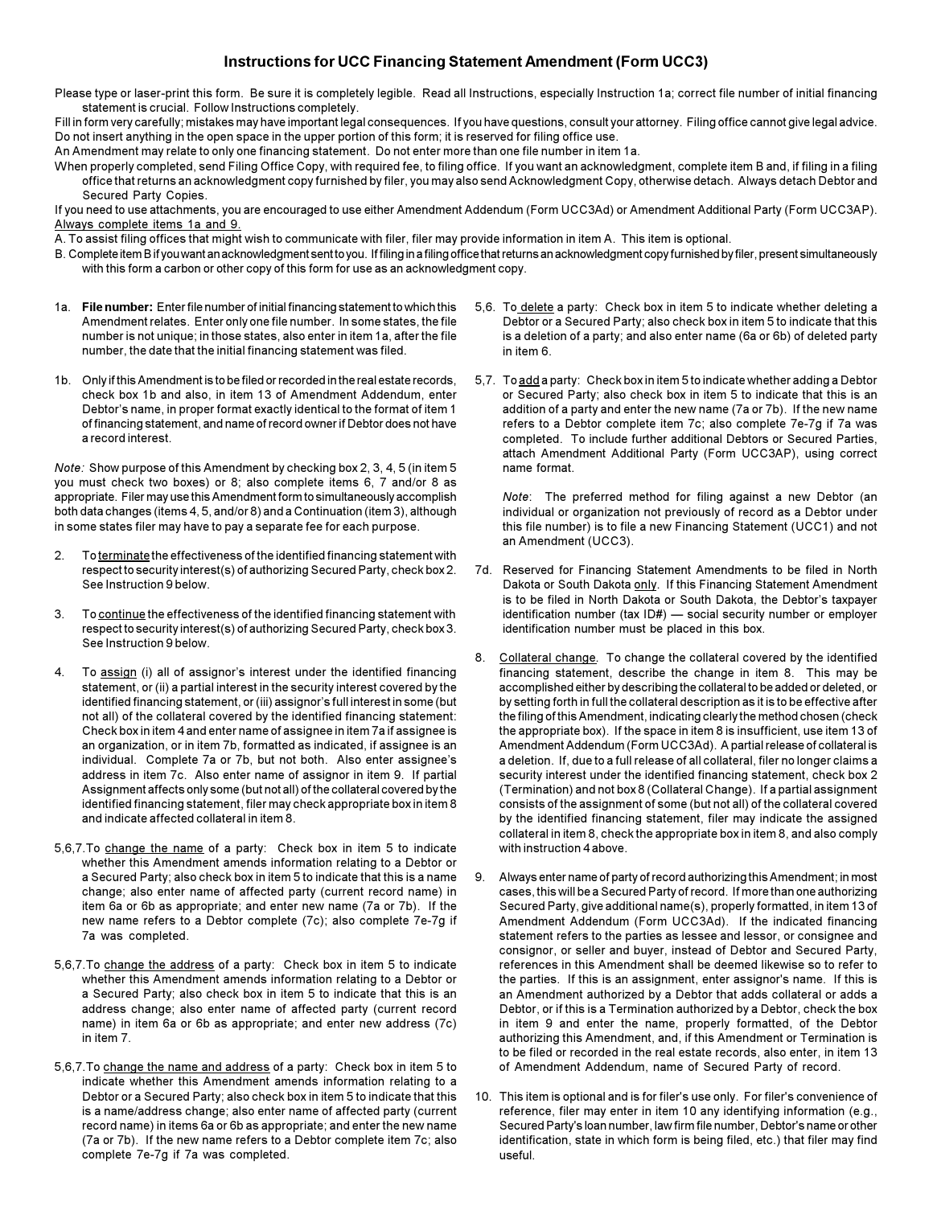## Instructions for UCC Financing Statement Amendment (Form UCC3)

Please type or laser-print this form. Be sure it is completely legible. Read all Instructions, especially Instruction 1a; correct file number of initial financing statement is crucial. Follow Instructions completely.

Fill in form very carefully; mistakes may have important legal consequences. If you have questions, consult your attorney. Filing office cannot give legal advice.

Do not insert anything in the open space in the upper portion of this form; it is reserved for filing office use.

An Amendment may relate to only one financing statement. Do not enter more than one file number in item 1a.

When properly completed, send Filing Office Copy, with required fee, to filing office. If you want an acknowledgment, complete item B and, if filing in a filing office that returns an acknowledgment copy furnished by filer, you may also send Acknowledgment Copy, otherwise detach. Always detach Debtor and Secured Party Copies.

If you need to use attachments, you are encouraged to use either Amendment Addendum (Form UCC3Ad) or Amendment Additional Party (Form UCC3AP). Always complete items 1a and 9.

A. To assist filing offices that might wish to communicate with filer, filer may provide information in item A. This item is optional.

B. Complete item B if you want an acknowledgment sent to you. If filing in a filing office that returns an acknowledgment copy furnished by filer, present simultaneously with this form a carbon or other copy of this form for use as an acknowledgment copy.

1a. **File number:** Enter file number of initial financing statement to which this Amendment relates. Enter only one file number. In some states, the file number is not unique; in those states, also enter in item 1a, after the file number, the date that the initial financing statement was filed.

1b. Only if this Amendment is to be filed or recorded in the real estate records, check box 1b and also, in item 13 of Amendment Addendum, enter Debtor's name, in proper format exactly identical to the format of item 1 of financing statement, and name of record owner if Debtor does not have a record interest.

*Note:* Show purpose of this Amendment by checking box 2, 3, 4, 5 (in item 5 you must check two boxes) or 8; also complete items 6, 7 and/or 8 as appropriate. Filer may use this Amendment form to simultaneously accomplish both data changes (items 4, 5, and/or 8) and a Continuation (item 3), although in some states filer may have to pay a separate fee for each purpose.

2. To terminate the effectiveness of the identified financing statement with respect to security interest(s) of authorizing Secured Party, check box 2. See Instruction 9 below.

3. To continue the effectiveness of the identified financing statement with respect to security interest(s) of authorizing Secured Party, check box 3. See Instruction 9 below.

4. To assign (i) all of assignor's interest under the identified financing statement, or (ii) a partial interest in the security interest covered by the identified financing statement, or (iii) assignor's full interest in some (but not all) of the collateral covered by the identified financing statement: Check box in item 4 and enter name of assignee in item 7a if assignee is an organization, or in item 7b, formatted as indicated, if assignee is an individual. Complete 7a or 7b, but not both. Also enter assignee's address in item 7c. Also enter name of assignor in item 9. If partial Assignment affects only some (but not all) of the collateral covered by the identified financing statement, filer may check appropriate box in item 8 and indicate affected collateral in item 8.

5,6,7. To change the name of a party: Check box in item 5 to indicate whether this Amendment amends information relating to a Debtor or a Secured Party; also check box in item 5 to indicate that this is a name change; also enter name of affected party (current record name) in item 6a or 6b as appropriate; and enter new name (7a or 7b). If the new name refers to a Debtor complete (7c); also complete 7e-7g if 7a was completed.

5,6,7. To change the address of a party: Check box in item 5 to indicate whether this Amendment amends information relating to a Debtor or a Secured Party; also check box in item 5 to indicate that this is an address change; also enter name of affected party (current record name) in item 6a or 6b as appropriate; and enter new address (7c) in item 7.

5,6,7. To change the name and address of a party: Check box in item 5 to indicate whether this Amendment amends information relating to a Debtor or a Secured Party; also check box in item 5 to indicate that this is a name/address change; also enter name of affected party (current record name) in items 6a or 6b as appropriate; and enter the new name (7a or 7b). If the new name refers to a Debtor complete item 7c; also complete 7e-7g if 7a was completed.

5,6. To delete a party: Check box in item 5 to indicate whether deleting a Debtor or a Secured Party; also check box in item 5 to indicate that this is a deletion of a party; and also enter name (6a or 6b) of deleted party in item 6.

5,7. To add a party: Check box in item 5 to indicate whether adding a Debtor or Secured Party; also check box in item 5 to indicate that this is an addition of a party and enter the new name (7a or 7b). If the new name refers to a Debtor complete item 7c; also complete 7e-7g if 7a was completed. To include further additional Debtors or Secured Parties, attach Amendment Additional Party (Form UCC3AP), using correct name format.

*Note*: The preferred method for filing against a new Debtor (an individual or organization not previously of record as a Debtor under this file number) is to file a new Financing Statement (UCC1) and not an Amendment (UCC3).

7d. Reserved for Financing Statement Amendments to be filed in North Dakota or South Dakota only. If this Financing Statement Amendment is to be filed in North Dakota or South Dakota, the Debtor's taxpayer identification number (tax ID#) — social security number or employer identification number must be placed in this box.

8. Collateral change. To change the collateral covered by the identified financing statement, describe the change in item 8. This may be accomplished either by describing the collateral to be added or deleted, or by setting forth in full the collateral description as it is to be effective after the filing of this Amendment, indicating clearly the method chosen (check the appropriate box). If the space in item 8 is insufficient, use item 13 of Amendment Addendum (Form UCC3Ad). A partial release of collateral is a deletion. If, due to a full release of all collateral, filer no longer claims a security interest under the identified financing statement, check box 2 (Termination) and not box 8 (Collateral Change). If a partial assignment consists of the assignment of some (but not all) of the collateral covered by the identified financing statement, filer may indicate the assigned collateral in item 8, check the appropriate box in item 8, and also comply with instruction 4 above.

9. Always enter name of party of record authorizing this Amendment; in most cases, this will be a Secured Party of record. If more than one authorizing Secured Party, give additional name(s), properly formatted, in item 13 of Amendment Addendum (Form UCC3Ad). If the indicated financing statement refers to the parties as lessee and lessor, or consignee and consignor, or seller and buyer, instead of Debtor and Secured Party, references in this Amendment shall be deemed likewise so to refer to the parties. If this is an assignment, enter assignor's name. If this is an Amendment authorized by a Debtor that adds collateral or adds a Debtor, or if this is a Termination authorized by a Debtor, check the box in item 9 and enter the name, properly formatted, of the Debtor authorizing this Amendment, and, if this Amendment or Termination is to be filed or recorded in the real estate records, also enter, in item 13 of Amendment Addendum, name of Secured Party of record.

10. This item is optional and is for filer's use only. For filer's convenience of reference, filer may enter in item 10 any identifying information (e.g., Secured Party's loan number, law firm file number, Debtor's name or other identification, state in which form is being filed, etc.) that filer may find useful.